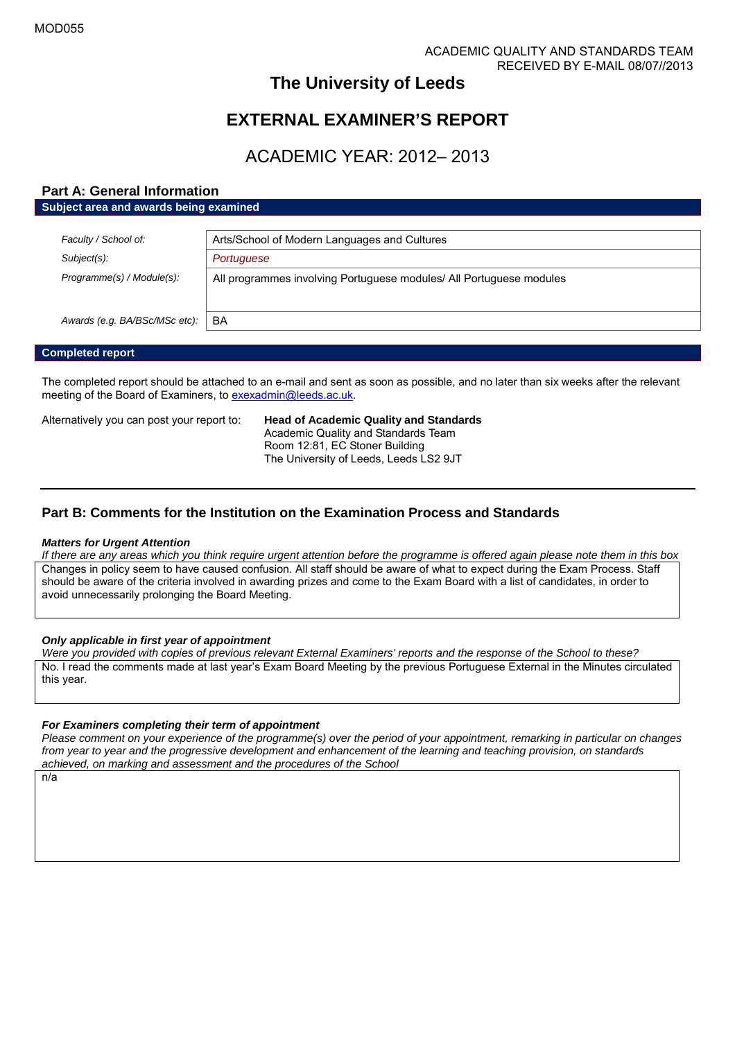MOD055

ACADEMIC QUALITY AND STANDARDS TEAM
RECEIVED BY E-MAIL 08/07//2013

# The University of Leeds

# EXTERNAL EXAMINER'S REPORT

## ACADEMIC YEAR: 2012– 2013

### Part A: General Information

**Subject area and awards being examined**

| | |
|---|---|
| *Faculty / School of:* | Arts/School of Modern Languages and Cultures |
| *Subject(s):* | *Portuguese* |
| *Programme(s) / Module(s):* | All programmes involving Portuguese modules/ All Portuguese modules |
| *Awards (e.g. BA/BSc/MSc etc):* | BA |

**Completed report**

The completed report should be attached to an e-mail and sent as soon as possible, and no later than six weeks after the relevant meeting of the Board of Examiners, to exexadmin@leeds.ac.uk.

Alternatively you can post your report to:

**Head of Academic Quality and Standards**
Academic Quality and Standards Team
Room 12:81, EC Stoner Building
The University of Leeds, Leeds LS2 9JT

---

### Part B: Comments for the Institution on the Examination Process and Standards

***Matters for Urgent Attention***

*If there are any areas which you think require urgent attention before the programme is offered again please note them in this box*

Changes in policy seem to have caused confusion. All staff should be aware of what to expect during the Exam Process. Staff should be aware of the criteria involved in awarding prizes and come to the Exam Board with a list of candidates, in order to avoid unnecessarily prolonging the Board Meeting.

***Only applicable in first year of appointment***

*Were you provided with copies of previous relevant External Examiners' reports and the response of the School to these?*

No. I read the comments made at last year's Exam Board Meeting by the previous Portuguese External in the Minutes circulated this year.

***For Examiners completing their term of appointment***

*Please comment on your experience of the programme(s) over the period of your appointment, remarking in particular on changes from year to year and the progressive development and enhancement of the learning and teaching provision, on standards achieved, on marking and assessment and the procedures of the School*

n/a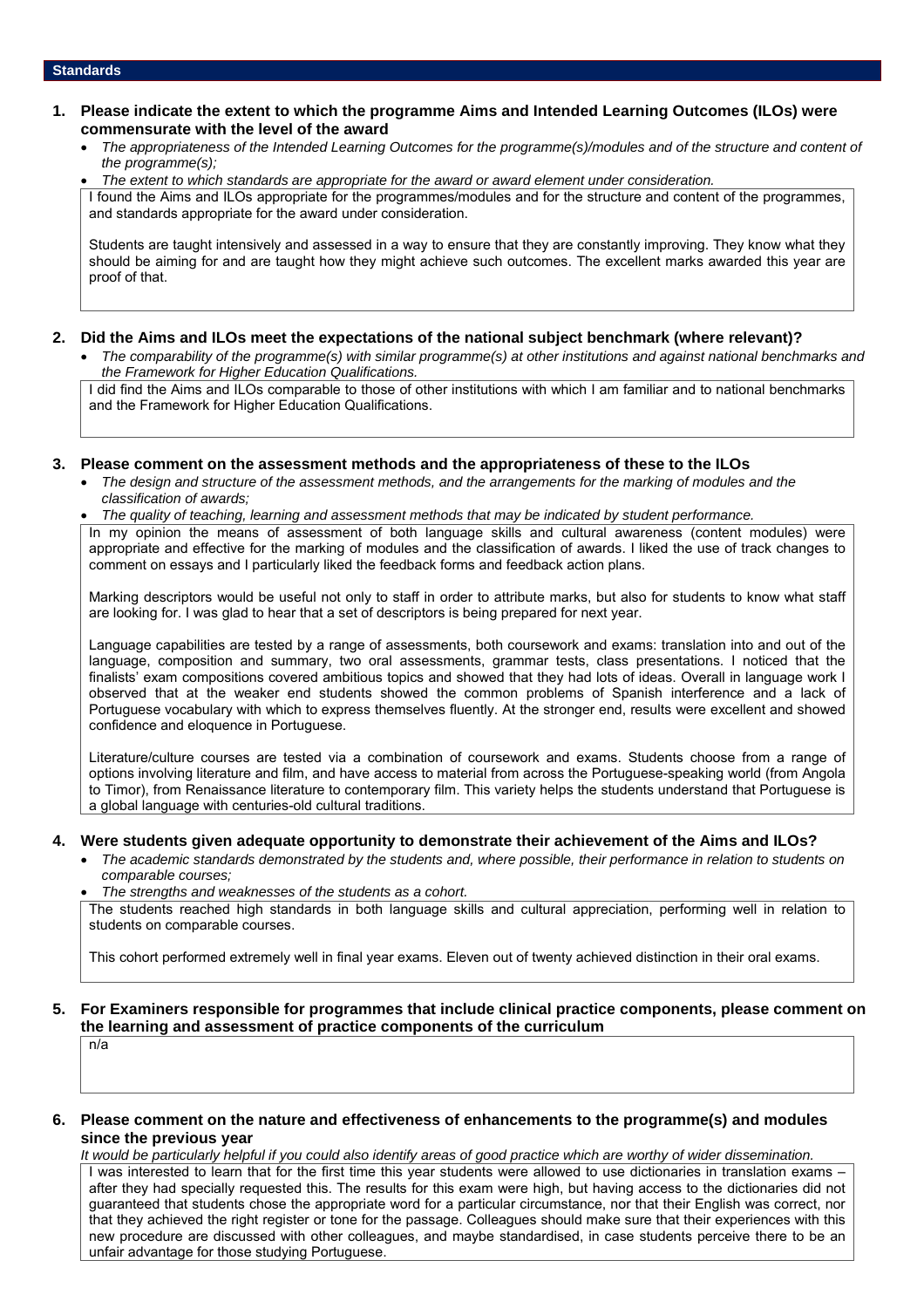## Standards

### 1. Please indicate the extent to which the programme Aims and Intended Learning Outcomes (ILOs) were commensurate with the level of the award

- *The appropriateness of the Intended Learning Outcomes for the programme(s)/modules and of the structure and content of the programme(s);*
- *The extent to which standards are appropriate for the award or award element under consideration.*

I found the Aims and ILOs appropriate for the programmes/modules and for the structure and content of the programmes, and standards appropriate for the award under consideration.

Students are taught intensively and assessed in a way to ensure that they are constantly improving. They know what they should be aiming for and are taught how they might achieve such outcomes. The excellent marks awarded this year are proof of that.

### 2. Did the Aims and ILOs meet the expectations of the national subject benchmark (where relevant)?

- *The comparability of the programme(s) with similar programme(s) at other institutions and against national benchmarks and the Framework for Higher Education Qualifications.*

I did find the Aims and ILOs comparable to those of other institutions with which I am familiar and to national benchmarks and the Framework for Higher Education Qualifications.

### 3. Please comment on the assessment methods and the appropriateness of these to the ILOs

- *The design and structure of the assessment methods, and the arrangements for the marking of modules and the classification of awards;*
- *The quality of teaching, learning and assessment methods that may be indicated by student performance.*

In my opinion the means of assessment of both language skills and cultural awareness (content modules) were appropriate and effective for the marking of modules and the classification of awards. I liked the use of track changes to comment on essays and I particularly liked the feedback forms and feedback action plans.

Marking descriptors would be useful not only to staff in order to attribute marks, but also for students to know what staff are looking for. I was glad to hear that a set of descriptors is being prepared for next year.

Language capabilities are tested by a range of assessments, both coursework and exams: translation into and out of the language, composition and summary, two oral assessments, grammar tests, class presentations. I noticed that the finalists' exam compositions covered ambitious topics and showed that they had lots of ideas. Overall in language work I observed that at the weaker end students showed the common problems of Spanish interference and a lack of Portuguese vocabulary with which to express themselves fluently. At the stronger end, results were excellent and showed confidence and eloquence in Portuguese.

Literature/culture courses are tested via a combination of coursework and exams. Students choose from a range of options involving literature and film, and have access to material from across the Portuguese-speaking world (from Angola to Timor), from Renaissance literature to contemporary film. This variety helps the students understand that Portuguese is a global language with centuries-old cultural traditions.

### 4. Were students given adequate opportunity to demonstrate their achievement of the Aims and ILOs?

- *The academic standards demonstrated by the students and, where possible, their performance in relation to students on comparable courses;*
- *The strengths and weaknesses of the students as a cohort.*

The students reached high standards in both language skills and cultural appreciation, performing well in relation to students on comparable courses.

This cohort performed extremely well in final year exams. Eleven out of twenty achieved distinction in their oral exams.

### 5. For Examiners responsible for programmes that include clinical practice components, please comment on the learning and assessment of practice components of the curriculum

n/a

### 6. Please comment on the nature and effectiveness of enhancements to the programme(s) and modules since the previous year

*It would be particularly helpful if you could also identify areas of good practice which are worthy of wider dissemination.*

I was interested to learn that for the first time this year students were allowed to use dictionaries in translation exams – after they had specially requested this. The results for this exam were high, but having access to the dictionaries did not guaranteed that students chose the appropriate word for a particular circumstance, nor that their English was correct, nor that they achieved the right register or tone for the passage. Colleagues should make sure that their experiences with this new procedure are discussed with other colleagues, and maybe standardised, in case students perceive there to be an unfair advantage for those studying Portuguese.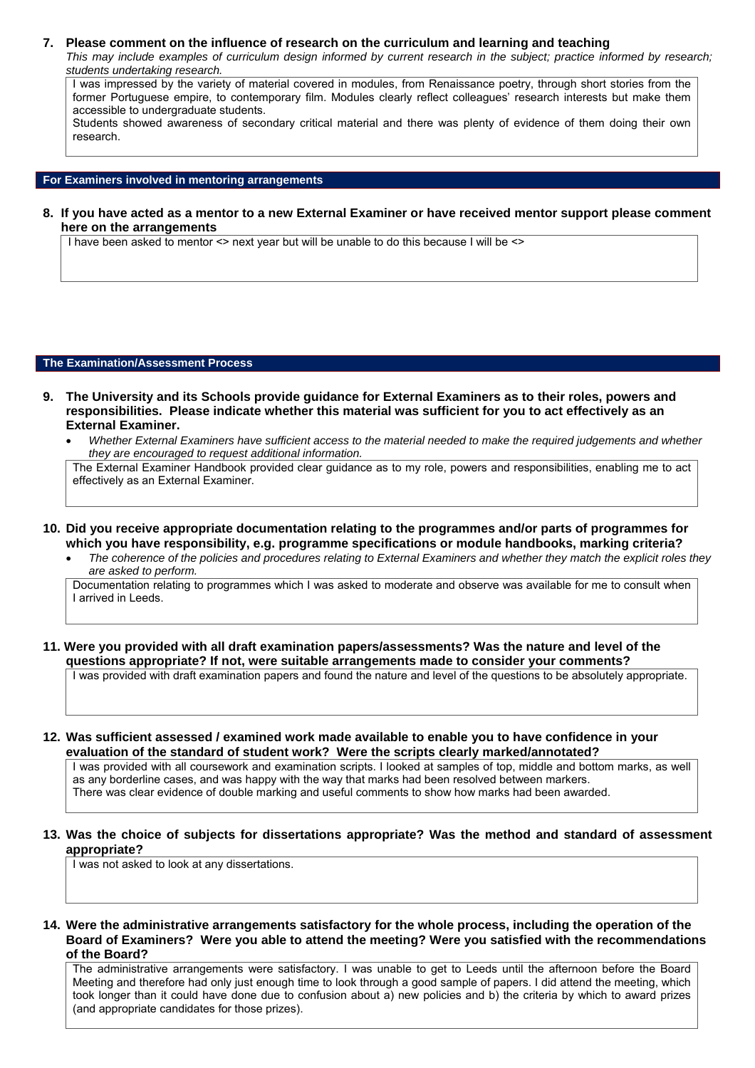**7. Please comment on the influence of research on the curriculum and learning and teaching**

*This may include examples of curriculum design informed by current research in the subject; practice informed by research; students undertaking research.*

I was impressed by the variety of material covered in modules, from Renaissance poetry, through short stories from the former Portuguese empire, to contemporary film. Modules clearly reflect colleagues' research interests but make them accessible to undergraduate students.

Students showed awareness of secondary critical material and there was plenty of evidence of them doing their own research.

## For Examiners involved in mentoring arrangements

**8. If you have acted as a mentor to a new External Examiner or have received mentor support please comment here on the arrangements**

I have been asked to mentor <> next year but will be unable to do this because I will be <>

## The Examination/Assessment Process

**9. The University and its Schools provide guidance for External Examiners as to their roles, powers and responsibilities. Please indicate whether this material was sufficient for you to act effectively as an External Examiner.**

- *Whether External Examiners have sufficient access to the material needed to make the required judgements and whether they are encouraged to request additional information.*

The External Examiner Handbook provided clear guidance as to my role, powers and responsibilities, enabling me to act effectively as an External Examiner.

**10. Did you receive appropriate documentation relating to the programmes and/or parts of programmes for which you have responsibility, e.g. programme specifications or module handbooks, marking criteria?**

- *The coherence of the policies and procedures relating to External Examiners and whether they match the explicit roles they are asked to perform.*

Documentation relating to programmes which I was asked to moderate and observe was available for me to consult when I arrived in Leeds.

**11. Were you provided with all draft examination papers/assessments? Was the nature and level of the questions appropriate? If not, were suitable arrangements made to consider your comments?**

I was provided with draft examination papers and found the nature and level of the questions to be absolutely appropriate.

**12. Was sufficient assessed / examined work made available to enable you to have confidence in your evaluation of the standard of student work? Were the scripts clearly marked/annotated?**

I was provided with all coursework and examination scripts. I looked at samples of top, middle and bottom marks, as well as any borderline cases, and was happy with the way that marks had been resolved between markers.

There was clear evidence of double marking and useful comments to show how marks had been awarded.

**13. Was the choice of subjects for dissertations appropriate? Was the method and standard of assessment appropriate?**

I was not asked to look at any dissertations.

**14. Were the administrative arrangements satisfactory for the whole process, including the operation of the Board of Examiners? Were you able to attend the meeting? Were you satisfied with the recommendations of the Board?**

The administrative arrangements were satisfactory. I was unable to get to Leeds until the afternoon before the Board Meeting and therefore had only just enough time to look through a good sample of papers. I did attend the meeting, which took longer than it could have done due to confusion about a) new policies and b) the criteria by which to award prizes (and appropriate candidates for those prizes).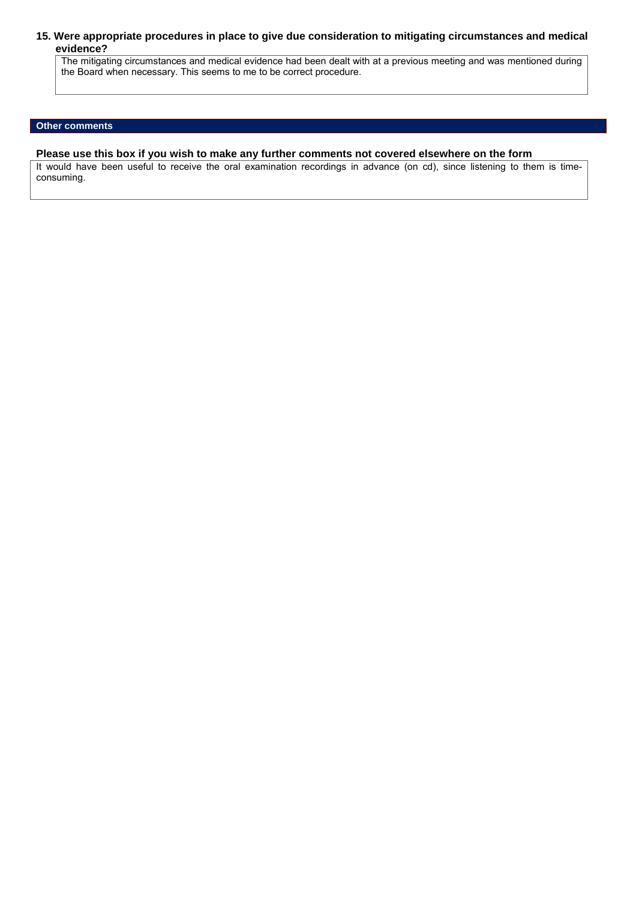**15. Were appropriate procedures in place to give due consideration to mitigating circumstances and medical evidence?**

The mitigating circumstances and medical evidence had been dealt with at a previous meeting and was mentioned during the Board when necessary. This seems to me to be correct procedure.

## Other comments

**Please use this box if you wish to make any further comments not covered elsewhere on the form**

It would have been useful to receive the oral examination recordings in advance (on cd), since listening to them is time-consuming.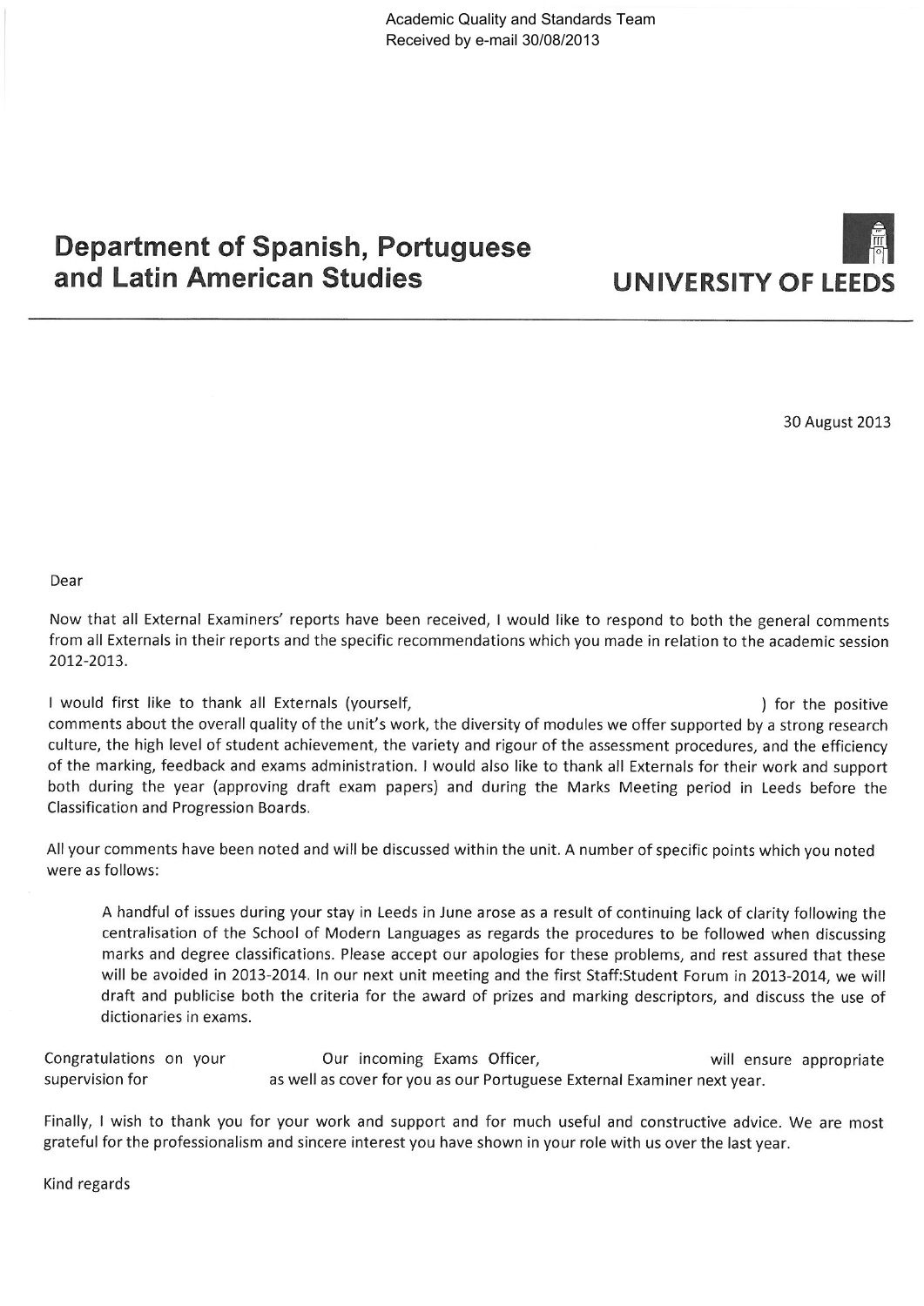Academic Quality and Standards Team
Received by e-mail 30/08/2013

# Department of Spanish, Portuguese and Latin American Studies

**UNIVERSITY OF LEEDS**

30 August 2013

Dear

Now that all External Examiners' reports have been received, I would like to respond to both the general comments from all Externals in their reports and the specific recommendations which you made in relation to the academic session 2012-2013.

I would first like to thank all Externals (yourself, ) for the positive comments about the overall quality of the unit's work, the diversity of modules we offer supported by a strong research culture, the high level of student achievement, the variety and rigour of the assessment procedures, and the efficiency of the marking, feedback and exams administration. I would also like to thank all Externals for their work and support both during the year (approving draft exam papers) and during the Marks Meeting period in Leeds before the Classification and Progression Boards.

All your comments have been noted and will be discussed within the unit. A number of specific points which you noted were as follows:

> A handful of issues during your stay in Leeds in June arose as a result of continuing lack of clarity following the centralisation of the School of Modern Languages as regards the procedures to be followed when discussing marks and degree classifications. Please accept our apologies for these problems, and rest assured that these will be avoided in 2013-2014. In our next unit meeting and the first Staff:Student Forum in 2013-2014, we will draft and publicise both the criteria for the award of prizes and marking descriptors, and discuss the use of dictionaries in exams.

Congratulations on your Our incoming Exams Officer, will ensure appropriate supervision for as well as cover for you as our Portuguese External Examiner next year.

Finally, I wish to thank you for your work and support and for much useful and constructive advice. We are most grateful for the professionalism and sincere interest you have shown in your role with us over the last year.

Kind regards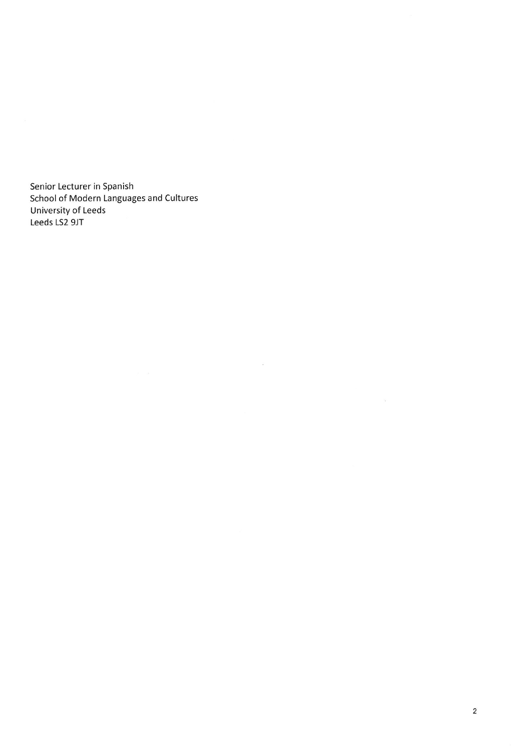Senior Lecturer in Spanish
School of Modern Languages and Cultures
University of Leeds
Leeds LS2 9JT